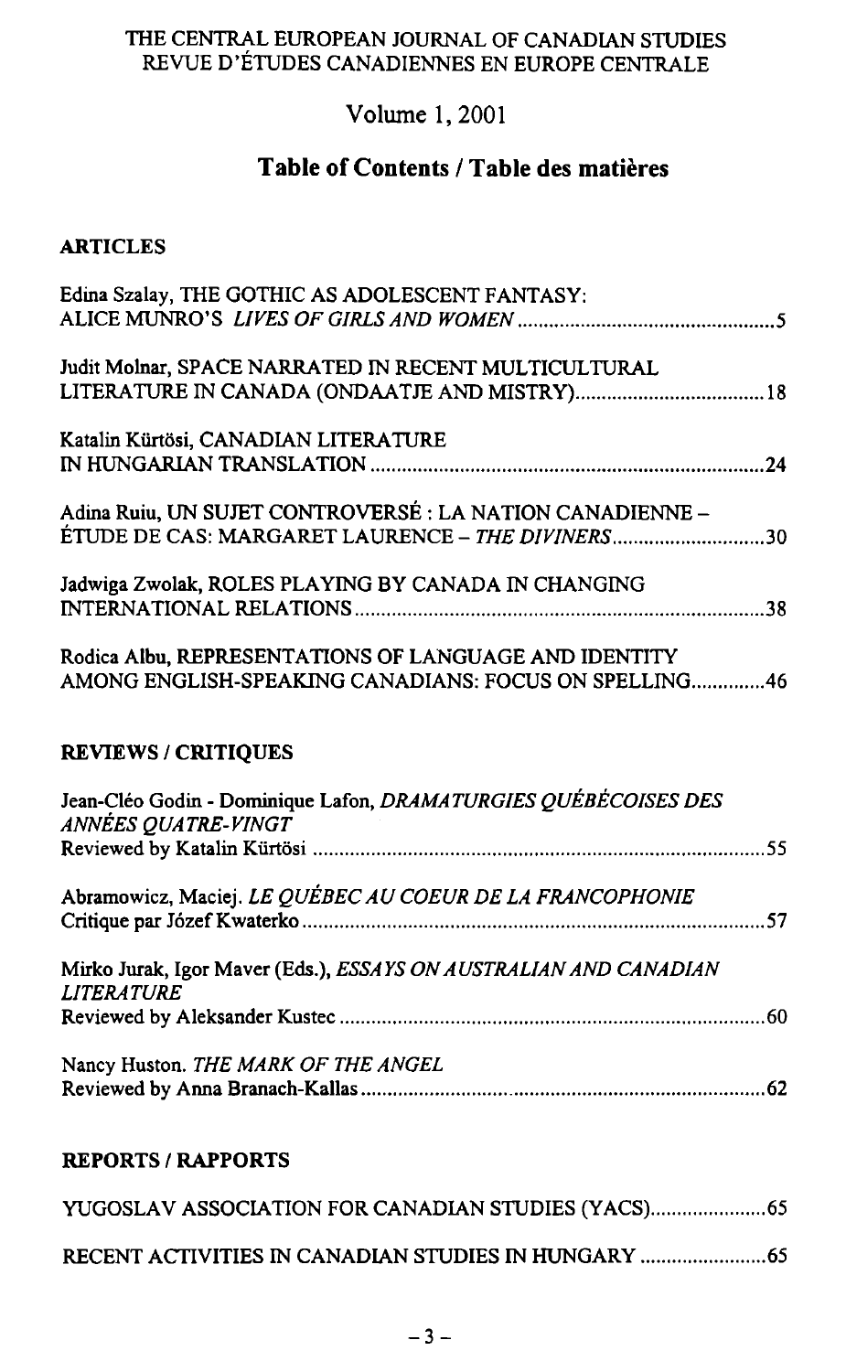THE CENTRAL EUROPEAN JOURNAL OF CANADIAN STUDIES
REVUE D'ÉTUDES CANADIENNES EN EUROPE CENTRALE

Volume 1, 2001

# Table of Contents / Table des matières

## ARTICLES

Edina Szalay, THE GOTHIC AS ADOLESCENT FANTASY: ALICE MUNRO'S *LIVES OF GIRLS AND WOMEN* .......... 5

Judit Molnar, SPACE NARRATED IN RECENT MULTICULTURAL LITERATURE IN CANADA (ONDAATJE AND MISTRY) .......... 18

Katalin Kürtösi, CANADIAN LITERATURE IN HUNGARIAN TRANSLATION .......... 24

Adina Ruiu, UN SUJET CONTROVERSÉ : LA NATION CANADIENNE – ÉTUDE DE CAS: MARGARET LAURENCE – *THE DIVINERS* .......... 30

Jadwiga Zwolak, ROLES PLAYING BY CANADA IN CHANGING INTERNATIONAL RELATIONS .......... 38

Rodica Albu, REPRESENTATIONS OF LANGUAGE AND IDENTITY AMONG ENGLISH-SPEAKING CANADIANS: FOCUS ON SPELLING .......... 46

## REVIEWS / CRITIQUES

Jean-Cléo Godin - Dominique Lafon, *DRAMATURGIES QUÉBÉCOISES DES ANNÉES QUATRE-VINGT*
Reviewed by Katalin Kürtösi .......... 55

Abramowicz, Maciej. *LE QUÉBEC AU COEUR DE LA FRANCOPHONIE*
Critique par Józef Kwaterko .......... 57

Mirko Jurak, Igor Maver (Eds.), *ESSAYS ON AUSTRALIAN AND CANADIAN LITERATURE*
Reviewed by Aleksander Kustec .......... 60

Nancy Huston. *THE MARK OF THE ANGEL*
Reviewed by Anna Branach-Kallas .......... 62

## REPORTS / RAPPORTS

YUGOSLAV ASSOCIATION FOR CANADIAN STUDIES (YACS) .......... 65

RECENT ACTIVITIES IN CANADIAN STUDIES IN HUNGARY .......... 65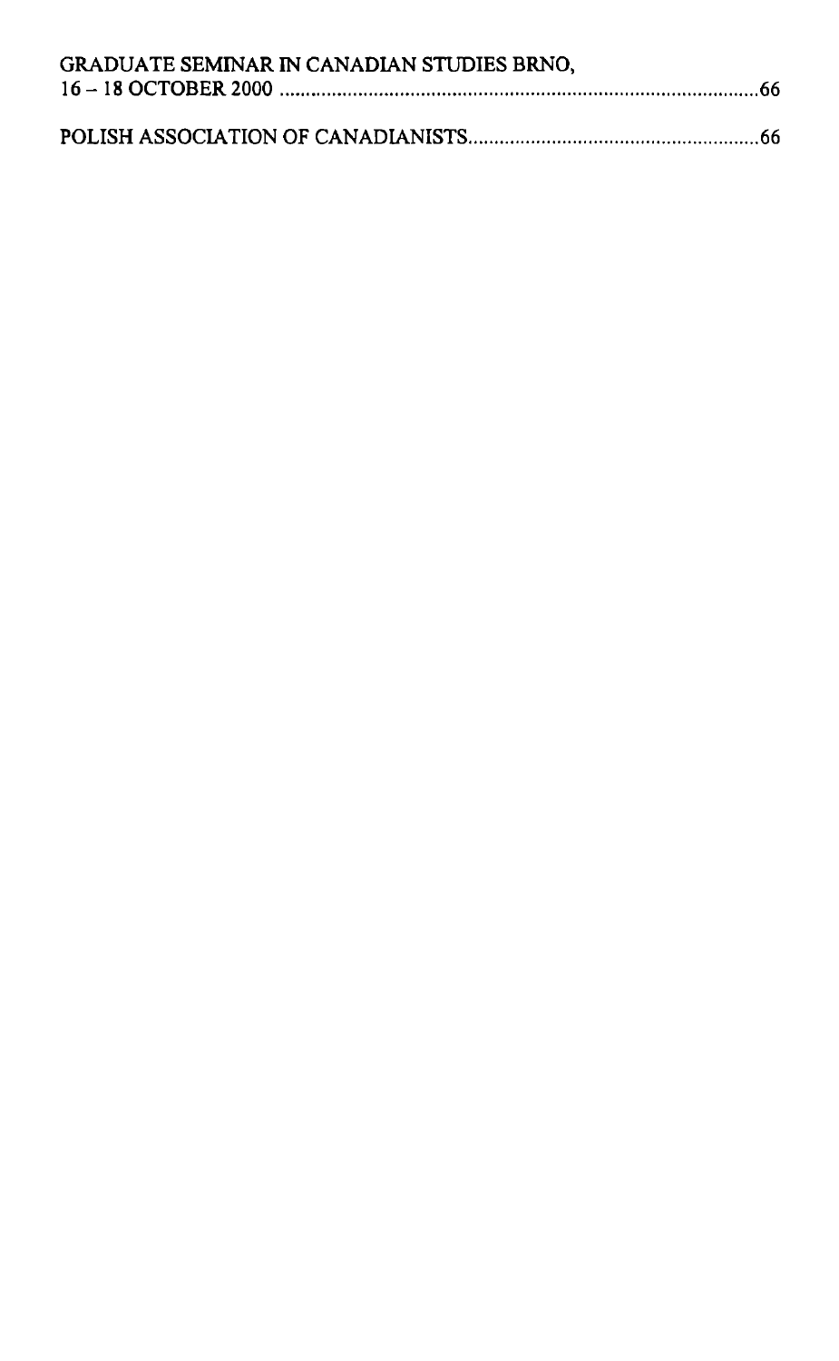GRADUATE SEMINAR IN CANADIAN STUDIES BRNO, 16 – 18 OCTOBER 2000 ........................................................................................66

POLISH ASSOCIATION OF CANADIANISTS........................................................66